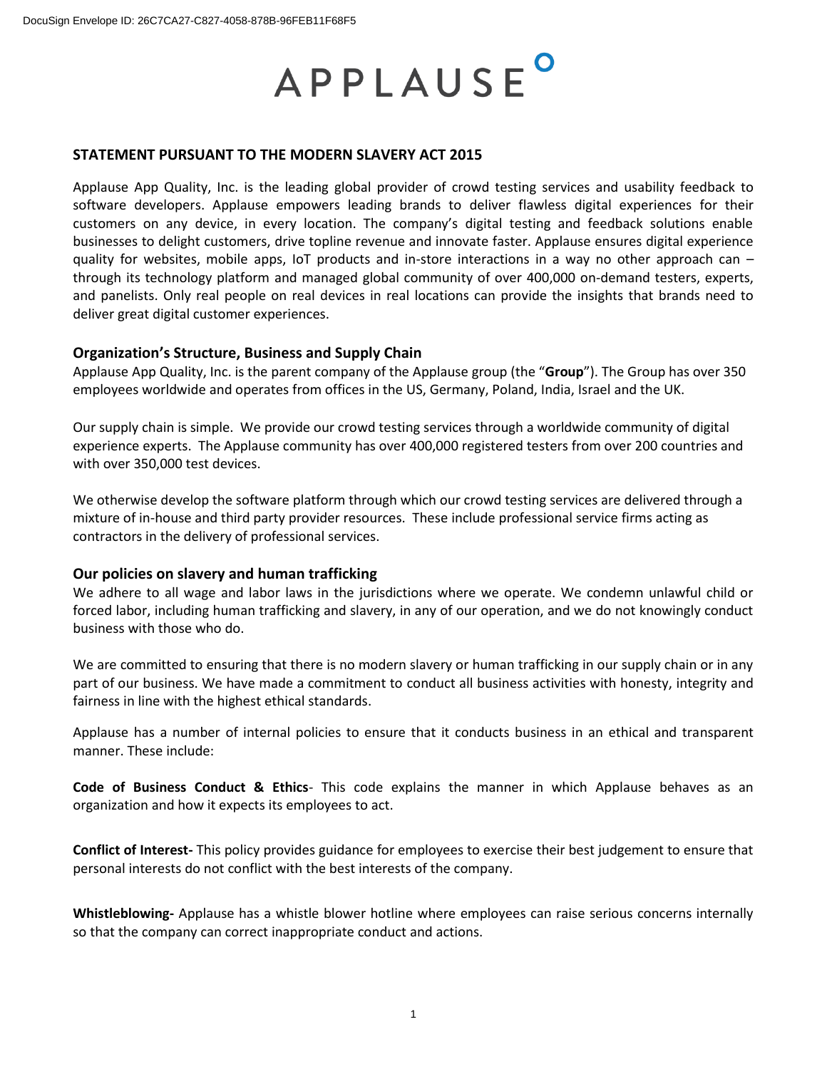APPLAUSE

## STATEMENT PURSUANT TO THE MODERN SLAVERY ACT 2015

Applause App Quality, Inc. is the leading global provider of crowd testing services and usability feedback to software developers. Applause empowers leading brands to deliver flawless digital experiences for their customers on any device, in every location. The company's digital testing and feedback solutions enable businesses to delight customers, drive topline revenue and innovate faster. Applause ensures digital experience quality for websites, mobile apps, IoT products and in-store interactions in a way no other approach can – through its technology platform and managed global community of over 400,000 on-demand testers, experts, and panelists. Only real people on real devices in real locations can provide the insights that brands need to deliver great digital customer experiences.

### Organization's Structure, Business and Supply Chain

Applause App Quality, Inc. is the parent company of the Applause group (the "**Group**"). The Group has over 350 employees worldwide and operates from offices in the US, Germany, Poland, India, Israel and the UK.

Our supply chain is simple. We provide our crowd testing services through a worldwide community of digital experience experts. The Applause community has over 400,000 registered testers from over 200 countries and with over 350,000 test devices.

We otherwise develop the software platform through which our crowd testing services are delivered through a mixture of in-house and third party provider resources. These include professional service firms acting as contractors in the delivery of professional services.

### Our policies on slavery and human trafficking

We adhere to all wage and labor laws in the jurisdictions where we operate. We condemn unlawful child or forced labor, including human trafficking and slavery, in any of our operation, and we do not knowingly conduct business with those who do.

We are committed to ensuring that there is no modern slavery or human trafficking in our supply chain or in any part of our business. We have made a commitment to conduct all business activities with honesty, integrity and fairness in line with the highest ethical standards.

Applause has a number of internal policies to ensure that it conducts business in an ethical and transparent manner. These include:

**Code of Business Conduct & Ethics**- This code explains the manner in which Applause behaves as an organization and how it expects its employees to act.

**Conflict of Interest-** This policy provides guidance for employees to exercise their best judgement to ensure that personal interests do not conflict with the best interests of the company.

**Whistleblowing-** Applause has a whistle blower hotline where employees can raise serious concerns internally so that the company can correct inappropriate conduct and actions.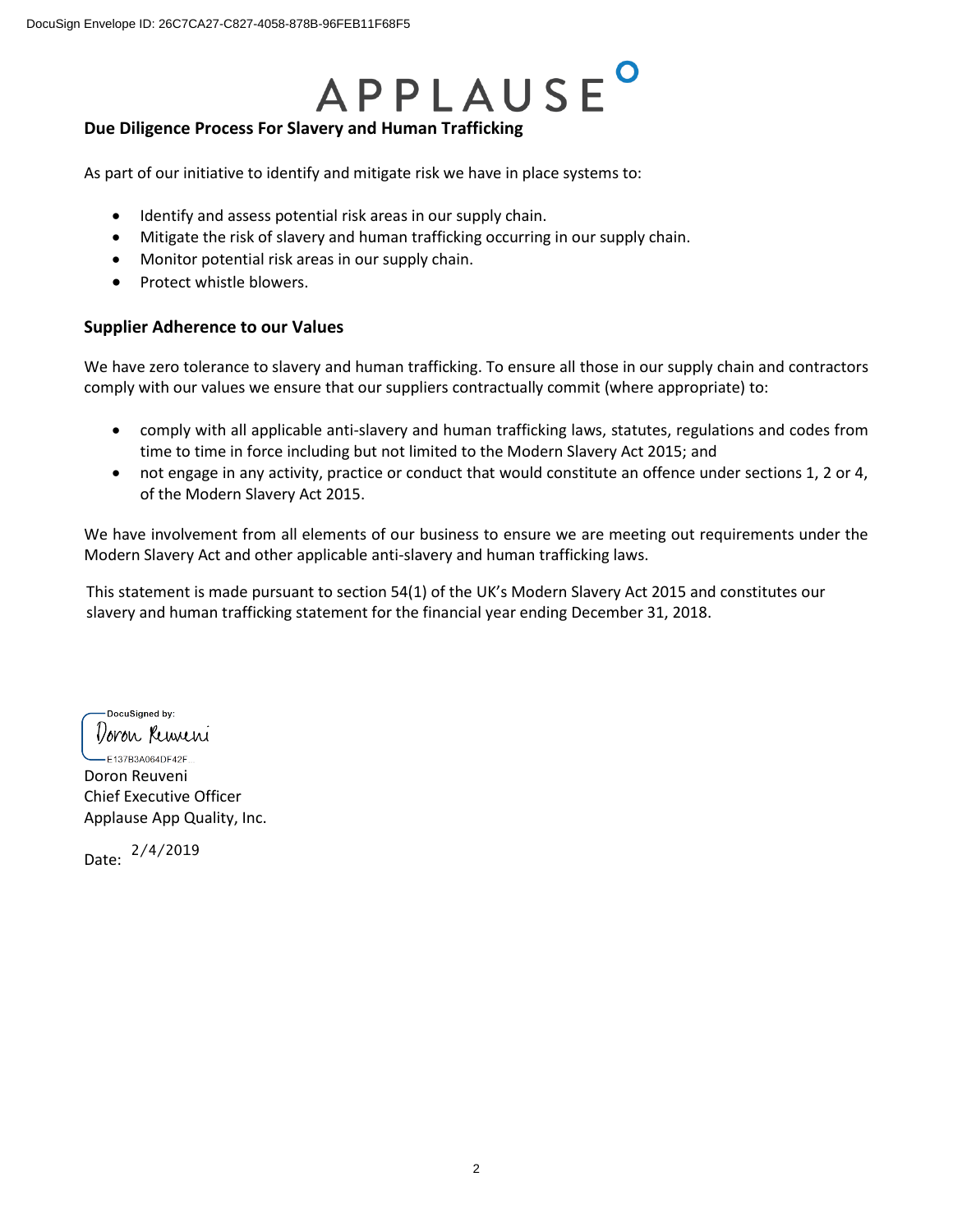DocuSign Envelope ID: 26C7CA27-C827-4058-878B-96FEB11F68F5

APPLAUSE

**Due Diligence Process For Slavery and Human Trafficking**

As part of our initiative to identify and mitigate risk we have in place systems to:

- Identify and assess potential risk areas in our supply chain.
- Mitigate the risk of slavery and human trafficking occurring in our supply chain.
- Monitor potential risk areas in our supply chain.
- Protect whistle blowers.

**Supplier Adherence to our Values**

We have zero tolerance to slavery and human trafficking. To ensure all those in our supply chain and contractors comply with our values we ensure that our suppliers contractually commit (where appropriate) to:

- comply with all applicable anti-slavery and human trafficking laws, statutes, regulations and codes from time to time in force including but not limited to the Modern Slavery Act 2015; and
- not engage in any activity, practice or conduct that would constitute an offence under sections 1, 2 or 4, of the Modern Slavery Act 2015.

We have involvement from all elements of our business to ensure we are meeting out requirements under the Modern Slavery Act and other applicable anti-slavery and human trafficking laws.

This statement is made pursuant to section 54(1) of the UK's Modern Slavery Act 2015 and constitutes our slavery and human trafficking statement for the financial year ending December 31, 2018.

DocuSigned by:
Doron Reuveni
E137B3A064DF42F...

Doron Reuveni
Chief Executive Officer
Applause App Quality, Inc.

Date: 2/4/2019